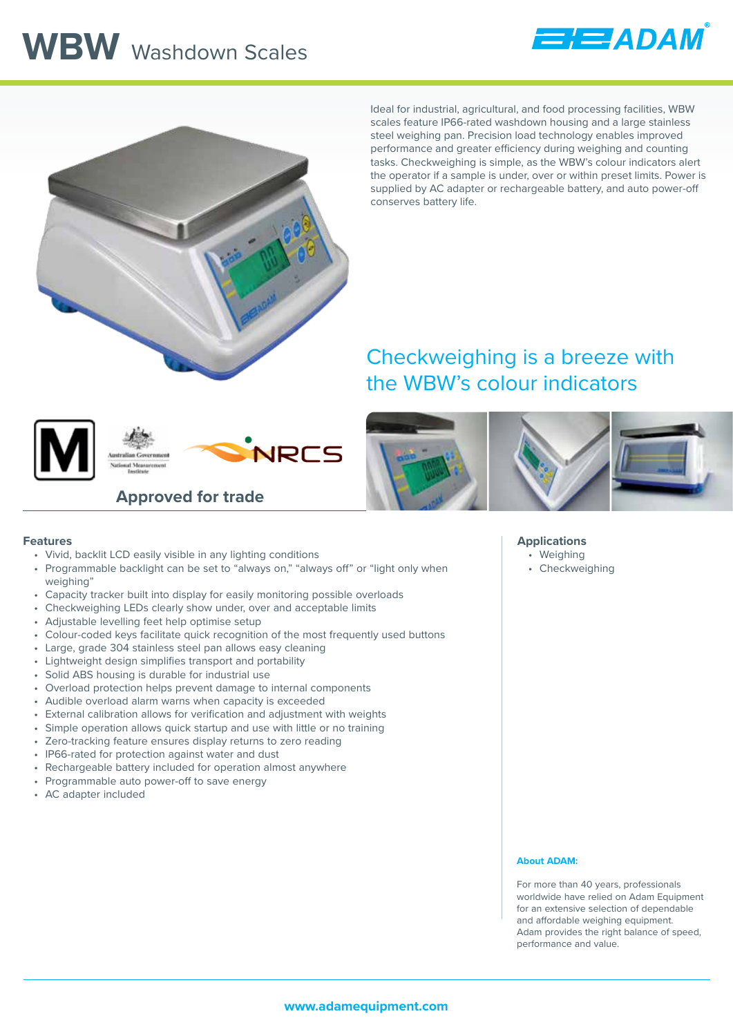# WBW Washdown Scales

Ideal for industrial, agricultural, and food processing facilities, WBW scales feature IP66-rated washdown housing and a large stainless steel weighing pan. Precision load technology enables improved performance and greater efficiency during weighing and counting tasks. Checkweighing is simple, as the WBW's colour indicators alert the operator if a sample is under, over or within preset limits. Power is supplied by AC adapter or rechargeable battery, and auto power-off conserves battery life.

## Checkweighing is a breeze with the WBW's colour indicators

### Approved for trade

## Features

- Vivid, backlit LCD easily visible in any lighting conditions
- Programmable backlight can be set to "always on," "always off" or "light only when weighing"
- Capacity tracker built into display for easily monitoring possible overloads
- Checkweighing LEDs clearly show under, over and acceptable limits
- Adjustable levelling feet help optimise setup
- Colour-coded keys facilitate quick recognition of the most frequently used buttons
- Large, grade 304 stainless steel pan allows easy cleaning
- Lightweight design simplifies transport and portability
- Solid ABS housing is durable for industrial use
- Overload protection helps prevent damage to internal components
- Audible overload alarm warns when capacity is exceeded
- External calibration allows for verification and adjustment with weights
- Simple operation allows quick startup and use with little or no training
- Zero-tracking feature ensures display returns to zero reading
- IP66-rated for protection against water and dust
- Rechargeable battery included for operation almost anywhere
- Programmable auto power-off to save energy
- AC adapter included

## Applications

- Weighing
- Checkweighing

**About ADAM:**

For more than 40 years, professionals worldwide have relied on Adam Equipment for an extensive selection of dependable and affordable weighing equipment. Adam provides the right balance of speed, performance and value.

www.adamequipment.com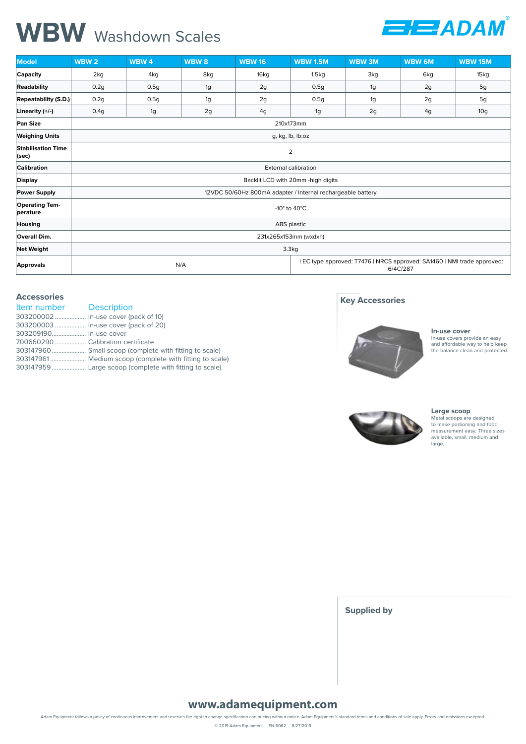# WBW Washdown Scales

| Model | WBW 2 | WBW 4 | WBW 8 | WBW 16 | WBW 1.5M | WBW 3M | WBW 6M | WBW 15M |
|---|---|---|---|---|---|---|---|---|
| Capacity | 2kg | 4kg | 8kg | 16kg | 1.5kg | 3kg | 6kg | 15kg |
| Readability | 0.2g | 0.5g | 1g | 2g | 0.5g | 1g | 2g | 5g |
| Repeatability (S.D.) | 0.2g | 0.5g | 1g | 2g | 0.5g | 1g | 2g | 5g |
| Linearity (+/-) | 0.4g | 1g | 2g | 4g | 1g | 2g | 4g | 10g |
| Pan Size | 210x173mm | | | | | | | |
| Weighing Units | g, kg, lb, lb:oz | | | | | | | |
| Stabilisation Time (sec) | 2 | | | | | | | |
| Calibration | External calibration | | | | | | | |
| Display | Backlit LCD with 20mm -high digits | | | | | | | |
| Power Supply | 12VDC 50/60Hz 800mA adapter / Internal rechargeable battery | | | | | | | |
| Operating Temperature | -10° to 40°C | | | | | | | |
| Housing | ABS plastic | | | | | | | |
| Overall Dim. | 231x265x153mm (wxdxh) | | | | | | | |
| Net Weight | 3.3kg | | | | | | | |
| Approvals | N/A | | | | I EC type approved: T7476 I NRCS approved: SA1460 I NMI trade approved: 6/4C/287 | | | |

## Accessories

| Item number | Description |
|---|---|
| 303200002 | In-use cover (pack of 10) |
| 303200003 | In-use cover (pack of 20) |
| 303209190 | In-use cover |
| 700660290 | Calibration certificate |
| 303147960 | Small scoop (complete with fitting to scale) |
| 303147961 | Medium scoop (complete with fitting to scale) |
| 303147959 | Large scoop (complete with fitting to scale) |

## Key Accessories

**In-use cover**
In-use covers provide an easy and affordable way to help keep the balance clean and protected.

**Large scoop**
Metal scoops are designed to make portioning and food measurement easy. Three sizes available, small, medium and large.

**Supplied by**

**www.adamequipment.com**

Adam Equipment follows a policy of continuous improvement and reserves the right to change specification and pricing without notice. Adam Equipment's standard terms and conditions of sale apply. Errors and omissions excepted.

© 2019 Adam Equipment EN-6062 8/27/2019